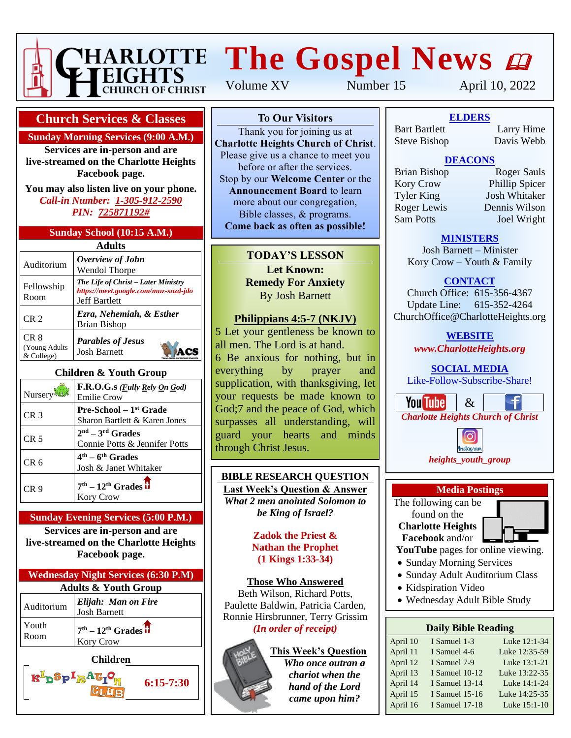# The Gospel News

Charlotte Heights Church of Christ

Volume XV | Number 15 | April 10, 2022

## Church Services & Classes

### Sunday Morning Services (9:00 A.M.)

**Services are in-person and are live-streamed on the Charlotte Heights Facebook page.**

**You may also listen live on your phone.**

***Call-in Number: 1-305-912-2590***

***PIN: 725871192#***

### Sunday School (10:15 A.M.)

**Adults**

| Room | Class |
|---|---|
| Auditorium | ***Overview of John*** Wendol Thorpe |
| Fellowship Room | ***The Life of Christ – Later Ministry*** *https://meet.google.com/muz-snzd-jdo* Jeff Bartlett |
| CR 2 | ***Ezra, Nehemiah, & Esther*** Brian Bishop |
| CR 8 (Young Adults & College) | ***Parables of Jesus*** Josh Barnett |

**Children & Youth Group**

| Room | Class |
|---|---|
| Nursery | **F.R.O.G.s** ***(Fully Rely On God)*** Emilie Crow |
| CR 3 | **Pre-School – 1st Grade** Sharon Bartlett & Karen Jones |
| CR 5 | **2nd – 3rd Grades** Connie Potts & Jennifer Potts |
| CR 6 | **4th – 6th Grades** Josh & Janet Whitaker |
| CR 9 | **7th – 12th Grades** Kory Crow |

### Sunday Evening Services (5:00 P.M.)

**Services are in-person and are live-streamed on the Charlotte Heights Facebook page.**

### Wednesday Night Services (6:30 P.M)

**Adults & Youth Group**

| Room | Class |
|---|---|
| Auditorium | ***Elijah: Man on Fire*** Josh Barnett |
| Youth Room | **7th – 12th Grades** Kory Crow |

**Children**

Kidspiration Club **6:15-7:30**

## To Our Visitors

Thank you for joining us at **Charlotte Heights Church of Christ**. Please give us a chance to meet you before or after the services. Stop by our **Welcome Center** or the **Announcement Board** to learn more about our congregation, Bible classes, & programs. **Come back as often as possible!**

## TODAY'S LESSON

**Let Known:**
**Remedy For Anxiety**
By Josh Barnett

**Philippians 4:5-7 (NKJV)**

5 Let your gentleness be known to all men. The Lord is at hand. 6 Be anxious for nothing, but in everything by prayer and supplication, with thanksgiving, let your requests be made known to God;7 and the peace of God, which surpasses all understanding, will guard your hearts and minds through Christ Jesus.

## BIBLE RESEARCH QUESTION

**Last Week's Question & Answer**

***What 2 men anointed Solomon to be King of Israel?***

**Zadok the Priest & Nathan the Prophet (1 Kings 1:33-34)**

**Those Who Answered**

Beth Wilson, Richard Potts, Paulette Baldwin, Patricia Carden, Ronnie Hirsbrunner, Terry Grissim
***(In order of receipt)***

**This Week's Question**

***Who once outran a chariot when the hand of the Lord came upon him?***

## ELDERS

Bart Bartlett, Larry Hime, Steve Bishop, Davis Webb

## DEACONS

Brian Bishop, Roger Sauls, Kory Crow, Phillip Spicer, Tyler King, Josh Whitaker, Roger Lewis, Dennis Wilson, Sam Potts, Joel Wright

## MINISTERS

Josh Barnett – Minister
Kory Crow – Youth & Family

## CONTACT

Church Office: 615-356-4367
Update Line: 615-352-4264
ChurchOffice@CharlotteHeights.org

## WEBSITE

***www.CharlotteHeights.org***

## SOCIAL MEDIA

Like-Follow-Subscribe-Share!

YouTube & Facebook
***Charlotte Heights Church of Christ***

Instagram
***heights_youth_group***

## Media Postings

The following can be found on the **Charlotte Heights Facebook** and/or **YouTube** pages for online viewing.

- Sunday Morning Services
- Sunday Adult Auditorium Class
- Kidspiration Video
- Wednesday Adult Bible Study

## Daily Bible Reading

| Date | Old Testament | New Testament |
|---|---|---|
| April 10 | I Samuel 1-3 | Luke 12:1-34 |
| April 11 | I Samuel 4-6 | Luke 12:35-59 |
| April 12 | I Samuel 7-9 | Luke 13:1-21 |
| April 13 | I Samuel 10-12 | Luke 13:22-35 |
| April 14 | I Samuel 13-14 | Luke 14:1-24 |
| April 15 | I Samuel 15-16 | Luke 14:25-35 |
| April 16 | I Samuel 17-18 | Luke 15:1-10 |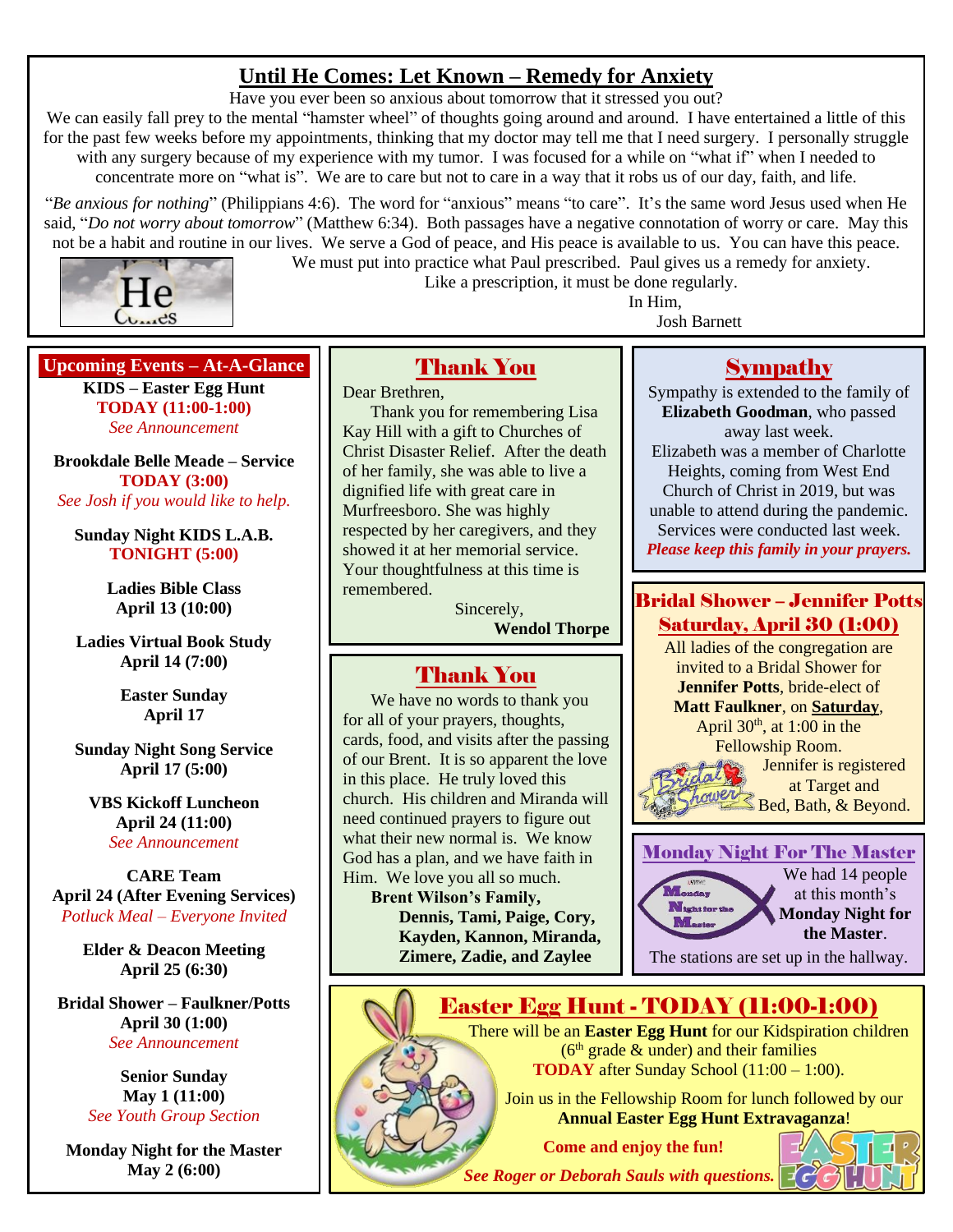## Until He Comes: Let Known – Remedy for Anxiety

Have you ever been so anxious about tomorrow that it stressed you out?

We can easily fall prey to the mental "hamster wheel" of thoughts going around and around. I have entertained a little of this for the past few weeks before my appointments, thinking that my doctor may tell me that I need surgery. I personally struggle with any surgery because of my experience with my tumor. I was focused for a while on "what if" when I needed to concentrate more on "what is". We are to care but not to care in a way that it robs us of our day, faith, and life.

"*Be anxious for nothing*" (Philippians 4:6). The word for "anxious" means "to care". It's the same word Jesus used when He said, "*Do not worry about tomorrow*" (Matthew 6:34). Both passages have a negative connotation of worry or care. May this not be a habit and routine in our lives. We serve a God of peace, and His peace is available to us. You can have this peace. We must put into practice what Paul prescribed. Paul gives us a remedy for anxiety. Like a prescription, it must be done regularly.

In Him,
Josh Barnett

## Upcoming Events – At-A-Glance

**KIDS – Easter Egg Hunt**
**TODAY (11:00-1:00)**
*See Announcement*

**Brookdale Belle Meade – Service**
**TODAY (3:00)**
*See Josh if you would like to help.*

**Sunday Night KIDS L.A.B.**
**TONIGHT (5:00)**

**Ladies Bible Class**
**April 13 (10:00)**

**Ladies Virtual Book Study**
**April 14 (7:00)**

**Easter Sunday**
**April 17**

**Sunday Night Song Service**
**April 17 (5:00)**

**VBS Kickoff Luncheon**
**April 24 (11:00)**
*See Announcement*

**CARE Team**
**April 24 (After Evening Services)**
*Potluck Meal – Everyone Invited*

**Elder & Deacon Meeting**
**April 25 (6:30)**

**Bridal Shower – Faulkner/Potts**
**April 30 (1:00)**
*See Announcement*

**Senior Sunday**
**May 1 (11:00)**
*See Youth Group Section*

**Monday Night for the Master**
**May 2 (6:00)**

## Thank You

Dear Brethren,

Thank you for remembering Lisa Kay Hill with a gift to Churches of Christ Disaster Relief. After the death of her family, she was able to live a dignified life with great care in Murfreesboro. She was highly respected by her caregivers, and they showed it at her memorial service. Your thoughtfulness at this time is remembered.

Sincerely,
**Wendol Thorpe**

## Thank You

We have no words to thank you for all of your prayers, thoughts, cards, food, and visits after the passing of our Brent. It is so apparent the love in this place. He truly loved this church. His children and Miranda will need continued prayers to figure out what their new normal is. We know God has a plan, and we have faith in Him. We love you all so much.

**Brent Wilson's Family,**
**Dennis, Tami, Paige, Cory, Kayden, Kannon, Miranda, Zimere, Zadie, and Zaylee**

## Sympathy

Sympathy is extended to the family of **Elizabeth Goodman**, who passed away last week.

Elizabeth was a member of Charlotte Heights, coming from West End Church of Christ in 2019, but was unable to attend during the pandemic. Services were conducted last week.

***Please keep this family in your prayers.***

## Bridal Shower – Jennifer Potts
## Saturday, April 30 (1:00)

All ladies of the congregation are invited to a Bridal Shower for **Jennifer Potts**, bride-elect of **Matt Faulkner**, on **Saturday**, April 30th, at 1:00 in the Fellowship Room.

Jennifer is registered at Target and Bed, Bath, & Beyond.

## Monday Night For The Master

We had 14 people at this month's **Monday Night for the Master**.

The stations are set up in the hallway.

## Easter Egg Hunt - TODAY (11:00-1:00)

There will be an **Easter Egg Hunt** for our Kidspiration children (6th grade & under) and their families **TODAY** after Sunday School (11:00 – 1:00).

Join us in the Fellowship Room for lunch followed by our **Annual Easter Egg Hunt Extravaganza**!

**Come and enjoy the fun!**

***See Roger or Deborah Sauls with questions.***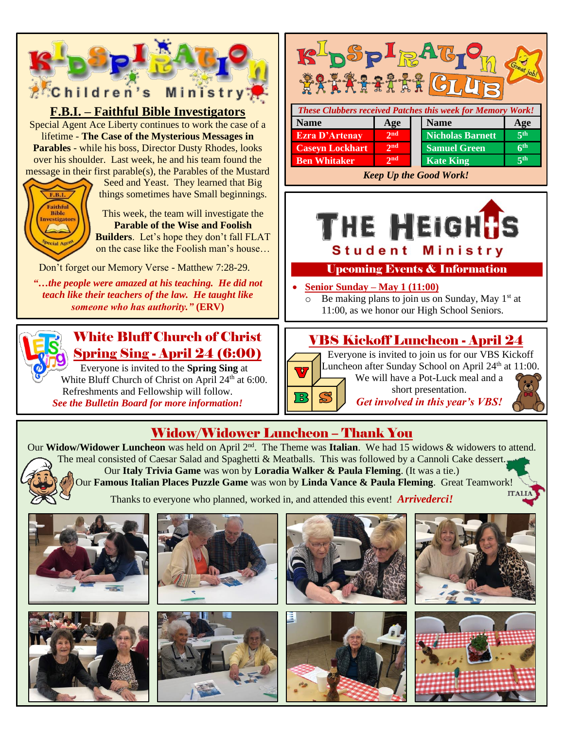# KIDSPIRATION Children's Ministry

## F.B.I. – Faithful Bible Investigators

Special Agent Ace Liberty continues to work the case of a lifetime - **The Case of the Mysterious Messages in Parables** - while his boss, Director Dusty Rhodes, looks over his shoulder. Last week, he and his team found the message in their first parable(s), the Parables of the Mustard Seed and Yeast. They learned that Big things sometimes have Small beginnings.

This week, the team will investigate the **Parable of the Wise and Foolish Builders**. Let's hope they don't fall FLAT on the case like the Foolish man's house…

Don't forget our Memory Verse - Matthew 7:28-29.

*"…the people were amazed at his teaching. He did not teach like their teachers of the law. He taught like someone who has authority."* **(ERV)**

# KIDSPIRATION CLUB

*These Clubbers received Patches this week for Memory Work!*

| Name | Age | Name | Age |
|---|---|---|---|
| Ezra D'Artenay | 2nd | Nicholas Barnett | 5th |
| Caseyn Lockhart | 2nd | Samuel Green | 6th |
| Ben Whitaker | 2nd | Kate King | 5th |

*Keep Up the Good Work!*

# THE HEIGHTS Student Ministry

## Upcoming Events & Information

- **Senior Sunday – May 1 (11:00)**
  - Be making plans to join us on Sunday, May 1st at 11:00, as we honor our High School Seniors.

## White Bluff Church of Christ Spring Sing - April 24 (6:00)

Everyone is invited to the **Spring Sing** at White Bluff Church of Christ on April 24th at 6:00. Refreshments and Fellowship will follow.

*See the Bulletin Board for more information!*

## VBS Kickoff Luncheon - April 24

Everyone is invited to join us for our VBS Kickoff Luncheon after Sunday School on April 24th at 11:00. We will have a Pot-Luck meal and a short presentation.

*Get involved in this year's VBS!*

## Widow/Widower Luncheon – Thank You

Our **Widow/Widower Luncheon** was held on April 2nd. The Theme was **Italian**. We had 15 widows & widowers to attend. The meal consisted of Caesar Salad and Spaghetti & Meatballs. This was followed by a Cannoli Cake dessert. Our **Italy Trivia Game** was won by **Loradia Walker & Paula Fleming**. (It was a tie.) Our **Famous Italian Places Puzzle Game** was won by **Linda Vance & Paula Fleming**. Great Teamwork!

Thanks to everyone who planned, worked in, and attended this event! ***Arrivederci!***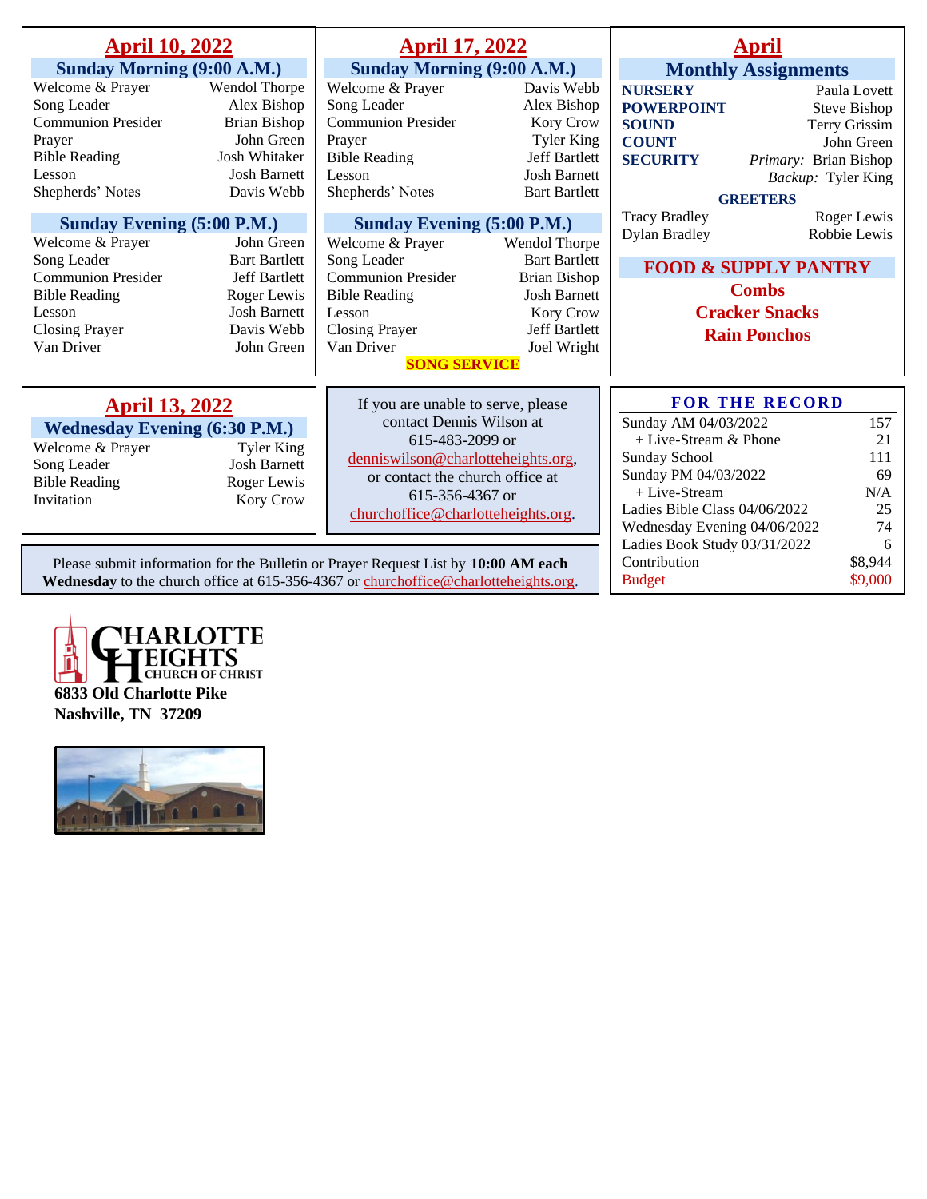## April 10, 2022

### Sunday Morning (9:00 A.M.)

| | |
|---|---|
| Welcome & Prayer | Wendol Thorpe |
| Song Leader | Alex Bishop |
| Communion Presider | Brian Bishop |
| Prayer | John Green |
| Bible Reading | Josh Whitaker |
| Lesson | Josh Barnett |
| Shepherds' Notes | Davis Webb |

### Sunday Evening (5:00 P.M.)

| | |
|---|---|
| Welcome & Prayer | John Green |
| Song Leader | Bart Bartlett |
| Communion Presider | Jeff Bartlett |
| Bible Reading | Roger Lewis |
| Lesson | Josh Barnett |
| Closing Prayer | Davis Webb |
| Van Driver | John Green |

## April 17, 2022

### Sunday Morning (9:00 A.M.)

| | |
|---|---|
| Welcome & Prayer | Davis Webb |
| Song Leader | Alex Bishop |
| Communion Presider | Kory Crow |
| Prayer | Tyler King |
| Bible Reading | Jeff Bartlett |
| Lesson | Josh Barnett |
| Shepherds' Notes | Bart Bartlett |

### Sunday Evening (5:00 P.M.)

| | |
|---|---|
| Welcome & Prayer | Wendol Thorpe |
| Song Leader | Bart Bartlett |
| Communion Presider | Brian Bishop |
| Bible Reading | Josh Barnett |
| Lesson | Kory Crow |
| Closing Prayer | Jeff Bartlett |
| Van Driver | Joel Wright |

**SONG SERVICE**

## April

### Monthly Assignments

| | |
|---|---|
| **NURSERY** | Paula Lovett |
| **POWERPOINT** | Steve Bishop |
| **SOUND** | Terry Grissim |
| **COUNT** | John Green |
| **SECURITY** | *Primary:* Brian Bishop |
| | *Backup:* Tyler King |

**GREETERS**

| | |
|---|---|
| Tracy Bradley | Roger Lewis |
| Dylan Bradley | Robbie Lewis |

### FOOD & SUPPLY PANTRY

**Combs**
**Cracker Snacks**
**Rain Ponchos**

## April 13, 2022

### Wednesday Evening (6:30 P.M.)

| | |
|---|---|
| Welcome & Prayer | Tyler King |
| Song Leader | Josh Barnett |
| Bible Reading | Roger Lewis |
| Invitation | Kory Crow |

If you are unable to serve, please contact Dennis Wilson at 615-483-2099 or denniswilson@charlotteheights.org, or contact the church office at 615-356-4367 or churchoffice@charlotteheights.org.

Please submit information for the Bulletin or Prayer Request List by **10:00 AM each Wednesday** to the church office at 615-356-4367 or churchoffice@charlotteheights.org.

### FOR THE RECORD

| | |
|---|---|
| Sunday AM 04/03/2022 | 157 |
| + Live-Stream & Phone | 21 |
| Sunday School | 111 |
| Sunday PM 04/03/2022 | 69 |
| + Live-Stream | N/A |
| Ladies Bible Class 04/06/2022 | 25 |
| Wednesday Evening 04/06/2022 | 74 |
| Ladies Book Study 03/31/2022 | 6 |
| Contribution | $8,944 |
| Budget | $9,000 |

**CHARLOTTE HEIGHTS CHURCH OF CHRIST**
**6833 Old Charlotte Pike**
**Nashville, TN 37209**